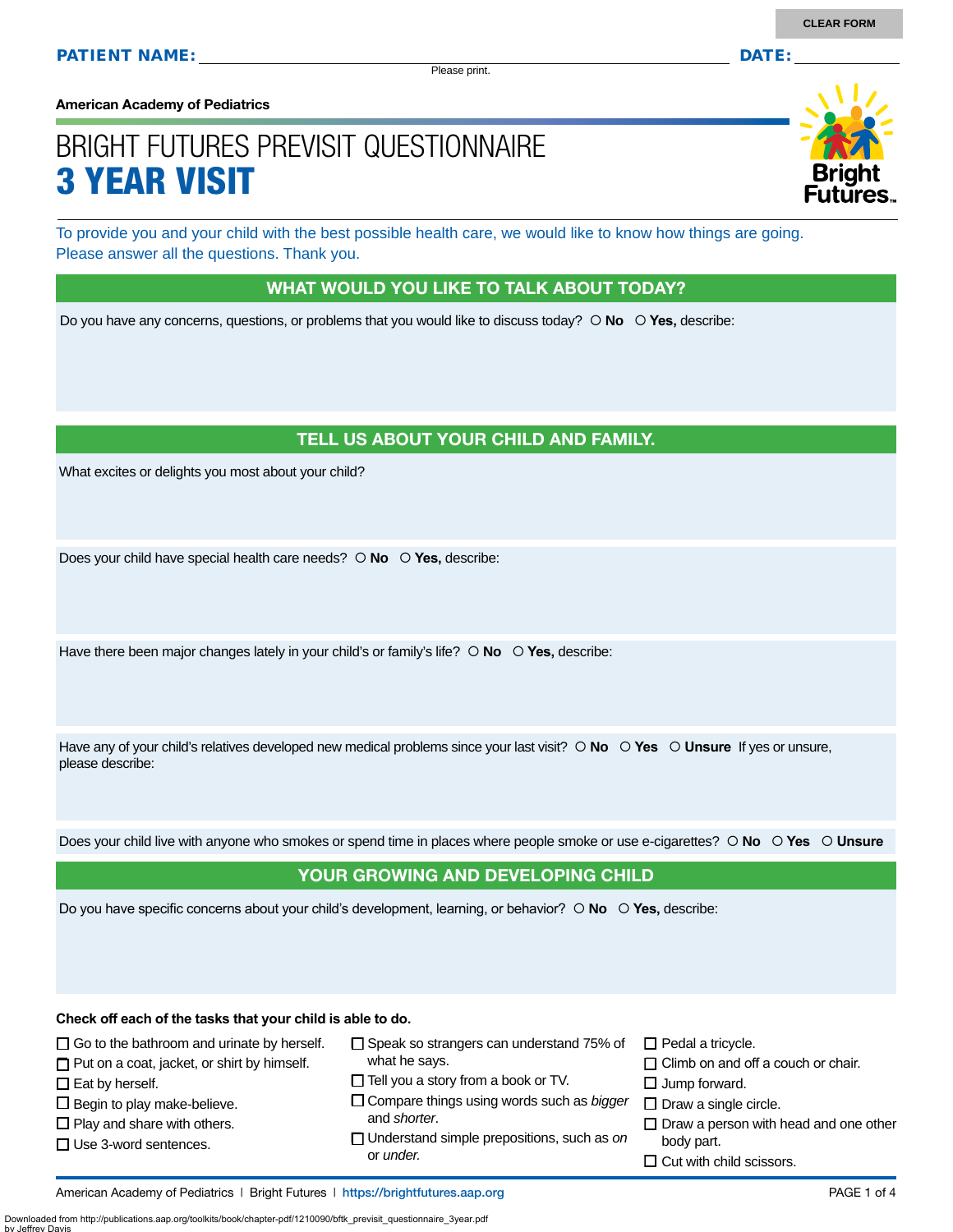CLEAR FORM

**PATIENT NAME:** ______________________________ **DATE:** __________

Please print.

**American Academy of Pediatrics**

# BRIGHT FUTURES PREVISIT QUESTIONNAIRE
# 3 YEAR VISIT

To provide you and your child with the best possible health care, we would like to know how things are going. Please answer all the questions. Thank you.

## WHAT WOULD YOU LIKE TO TALK ABOUT TODAY?

Do you have any concerns, questions, or problems that you would like to discuss today? ○ **No** ○ **Yes,** describe:

## TELL US ABOUT YOUR CHILD AND FAMILY.

What excites or delights you most about your child?

Does your child have special health care needs? ○ **No** ○ **Yes,** describe:

Have there been major changes lately in your child's or family's life? ○ **No** ○ **Yes,** describe:

Have any of your child's relatives developed new medical problems since your last visit? ○ **No** ○ **Yes** ○ **Unsure** If yes or unsure, please describe:

Does your child live with anyone who smokes or spend time in places where people smoke or use e-cigarettes? ○ **No** ○ **Yes** ○ **Unsure**

## YOUR GROWING AND DEVELOPING CHILD

Do you have specific concerns about your child's development, learning, or behavior? ○ **No** ○ **Yes,** describe:

**Check off each of the tasks that your child is able to do.**

- ☐ Go to the bathroom and urinate by herself.
- ☐ Put on a coat, jacket, or shirt by himself.
- ☐ Eat by herself.
- ☐ Begin to play make-believe.
- ☐ Play and share with others.
- ☐ Use 3-word sentences.
- ☐ Speak so strangers can understand 75% of what he says.
- ☐ Tell you a story from a book or TV.
- ☐ Compare things using words such as *bigger* and *shorter*.
- ☐ Understand simple prepositions, such as *on* or *under*.
- ☐ Pedal a tricycle.
- ☐ Climb on and off a couch or chair.
- ☐ Jump forward.
- ☐ Draw a single circle.
- ☐ Draw a person with head and one other body part.
- ☐ Cut with child scissors.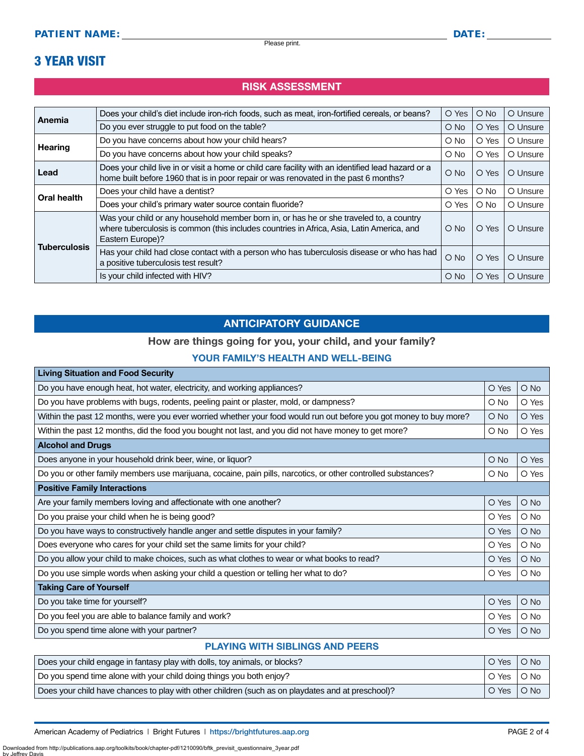**PATIENT NAME:** ______________________________ **DATE:** __________

Please print.

# 3 YEAR VISIT

## RISK ASSESSMENT

| | | | | |
|---|---|---|---|---|
| **Anemia** | Does your child's diet include iron-rich foods, such as meat, iron-fortified cereals, or beans? | O Yes | O No | O Unsure |
| | Do you ever struggle to put food on the table? | O No | O Yes | O Unsure |
| **Hearing** | Do you have concerns about how your child hears? | O No | O Yes | O Unsure |
| | Do you have concerns about how your child speaks? | O No | O Yes | O Unsure |
| **Lead** | Does your child live in or visit a home or child care facility with an identified lead hazard or a home built before 1960 that is in poor repair or was renovated in the past 6 months? | O No | O Yes | O Unsure |
| **Oral health** | Does your child have a dentist? | O Yes | O No | O Unsure |
| | Does your child's primary water source contain fluoride? | O Yes | O No | O Unsure |
| **Tuberculosis** | Was your child or any household member born in, or has he or she traveled to, a country where tuberculosis is common (this includes countries in Africa, Asia, Latin America, and Eastern Europe)? | O No | O Yes | O Unsure |
| | Has your child had close contact with a person who has tuberculosis disease or who has had a positive tuberculosis test result? | O No | O Yes | O Unsure |
| | Is your child infected with HIV? | O No | O Yes | O Unsure |

## ANTICIPATORY GUIDANCE

**How are things going for you, your child, and your family?**

### YOUR FAMILY'S HEALTH AND WELL-BEING

| **Living Situation and Food Security** | | |
|---|---|---|
| Do you have enough heat, hot water, electricity, and working appliances? | O Yes | O No |
| Do you have problems with bugs, rodents, peeling paint or plaster, mold, or dampness? | O No | O Yes |
| Within the past 12 months, were you ever worried whether your food would run out before you got money to buy more? | O No | O Yes |
| Within the past 12 months, did the food you bought not last, and you did not have money to get more? | O No | O Yes |
| **Alcohol and Drugs** | | |
| Does anyone in your household drink beer, wine, or liquor? | O No | O Yes |
| Do you or other family members use marijuana, cocaine, pain pills, narcotics, or other controlled substances? | O No | O Yes |
| **Positive Family Interactions** | | |
| Are your family members loving and affectionate with one another? | O Yes | O No |
| Do you praise your child when he is being good? | O Yes | O No |
| Do you have ways to constructively handle anger and settle disputes in your family? | O Yes | O No |
| Does everyone who cares for your child set the same limits for your child? | O Yes | O No |
| Do you allow your child to make choices, such as what clothes to wear or what books to read? | O Yes | O No |
| Do you use simple words when asking your child a question or telling her what to do? | O Yes | O No |
| **Taking Care of Yourself** | | |
| Do you take time for yourself? | O Yes | O No |
| Do you feel you are able to balance family and work? | O Yes | O No |
| Do you spend time alone with your partner? | O Yes | O No |

### PLAYING WITH SIBLINGS AND PEERS

| | | |
|---|---|---|
| Does your child engage in fantasy play with dolls, toy animals, or blocks? | O Yes | O No |
| Do you spend time alone with your child doing things you both enjoy? | O Yes | O No |
| Does your child have chances to play with other children (such as on playdates and at preschool)? | O Yes | O No |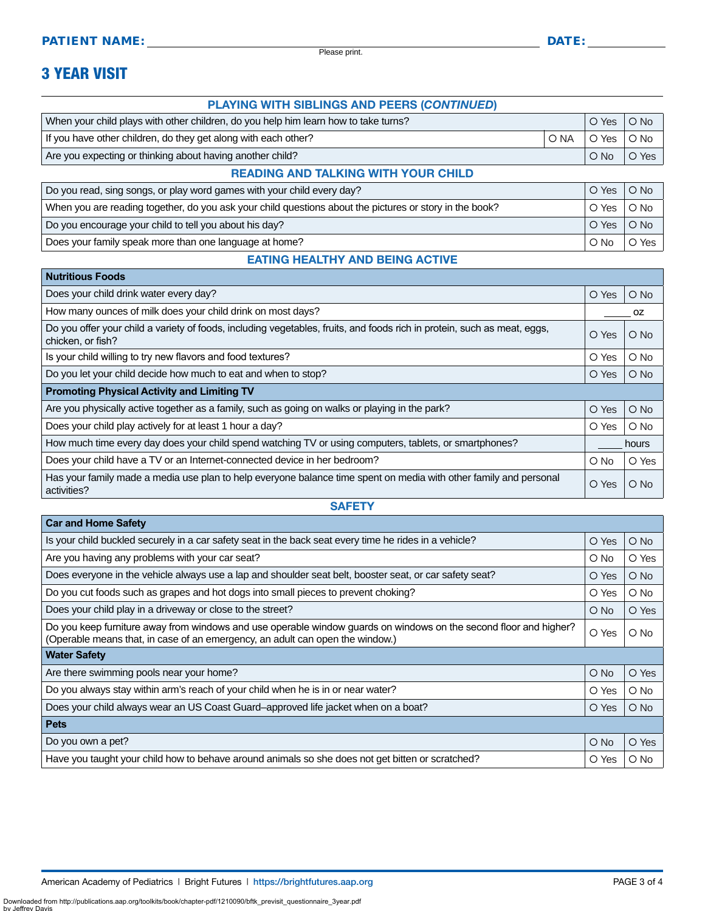**PATIENT NAME:** ______________________________ **DATE:** __________

Please print.

# 3 YEAR VISIT

## PLAYING WITH SIBLINGS AND PEERS (*CONTINUED*)

| Question | | | |
|---|---|---|---|
| When your child plays with other children, do you help him learn how to take turns? | | O Yes | O No |
| If you have other children, do they get along with each other? | O NA | O Yes | O No |
| Are you expecting or thinking about having another child? | | O No | O Yes |

## READING AND TALKING WITH YOUR CHILD

| Question | | |
|---|---|---|
| Do you read, sing songs, or play word games with your child every day? | O Yes | O No |
| When you are reading together, do you ask your child questions about the pictures or story in the book? | O Yes | O No |
| Do you encourage your child to tell you about his day? | O Yes | O No |
| Does your family speak more than one language at home? | O No | O Yes |

## EATING HEALTHY AND BEING ACTIVE

| **Nutritious Foods** | | |
|---|---|---|
| Does your child drink water every day? | O Yes | O No |
| How many ounces of milk does your child drink on most days? | _____ oz | |
| Do you offer your child a variety of foods, including vegetables, fruits, and foods rich in protein, such as meat, eggs, chicken, or fish? | O Yes | O No |
| Is your child willing to try new flavors and food textures? | O Yes | O No |
| Do you let your child decide how much to eat and when to stop? | O Yes | O No |
| **Promoting Physical Activity and Limiting TV** | | |
| Are you physically active together as a family, such as going on walks or playing in the park? | O Yes | O No |
| Does your child play actively for at least 1 hour a day? | O Yes | O No |
| How much time every day does your child spend watching TV or using computers, tablets, or smartphones? | _____ hours | |
| Does your child have a TV or an Internet-connected device in her bedroom? | O No | O Yes |
| Has your family made a media use plan to help everyone balance time spent on media with other family and personal activities? | O Yes | O No |

## SAFETY

| **Car and Home Safety** | | |
|---|---|---|
| Is your child buckled securely in a car safety seat in the back seat every time he rides in a vehicle? | O Yes | O No |
| Are you having any problems with your car seat? | O No | O Yes |
| Does everyone in the vehicle always use a lap and shoulder seat belt, booster seat, or car safety seat? | O Yes | O No |
| Do you cut foods such as grapes and hot dogs into small pieces to prevent choking? | O Yes | O No |
| Does your child play in a driveway or close to the street? | O No | O Yes |
| Do you keep furniture away from windows and use operable window guards on windows on the second floor and higher? (Operable means that, in case of an emergency, an adult can open the window.) | O Yes | O No |
| **Water Safety** | | |
| Are there swimming pools near your home? | O No | O Yes |
| Do you always stay within arm's reach of your child when he is in or near water? | O Yes | O No |
| Does your child always wear an US Coast Guard–approved life jacket when on a boat? | O Yes | O No |
| **Pets** | | |
| Do you own a pet? | O No | O Yes |
| Have you taught your child how to behave around animals so she does not get bitten or scratched? | O Yes | O No |

American Academy of Pediatrics | Bright Futures | https://brightfutures.aap.org

Downloaded from http://publications.aap.org/toolkits/book/chapter-pdf/1210090/bftk_previsit_questionnaire_3year.pdf
by Jeffrey Davis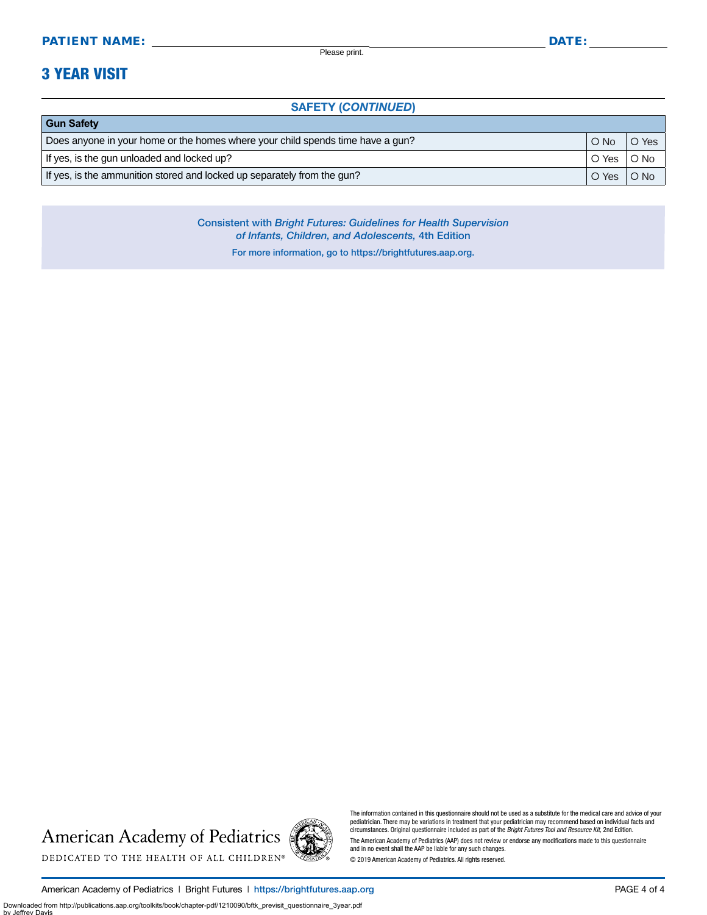**PATIENT NAME:** ______________________ **DATE:** __________

Please print.

# 3 YEAR VISIT

## SAFETY (*CONTINUED*)

| Gun Safety | | |
|---|---|---|
| Does anyone in your home or the homes where your child spends time have a gun? | O No | O Yes |
| If yes, is the gun unloaded and locked up? | O Yes | O No |
| If yes, is the ammunition stored and locked up separately from the gun? | O Yes | O No |

Consistent with *Bright Futures: Guidelines for Health Supervision of Infants, Children, and Adolescents,* 4th Edition

For more information, go to https://brightfutures.aap.org.

American Academy of Pediatrics

DEDICATED TO THE HEALTH OF ALL CHILDREN®

The information contained in this questionnaire should not be used as a substitute for the medical care and advice of your pediatrician. There may be variations in treatment that your pediatrician may recommend based on individual facts and circumstances. Original questionnaire included as part of the *Bright Futures Tool and Resource Kit*, 2nd Edition.

The American Academy of Pediatrics (AAP) does not review or endorse any modifications made to this questionnaire and in no event shall the AAP be liable for any such changes.

© 2019 American Academy of Pediatrics. All rights reserved.

American Academy of Pediatrics | Bright Futures | https://brightfutures.aap.org

Downloaded from http://publications.aap.org/toolkits/book/chapter-pdf/1210090/bftk_previsit_questionnaire_3year.pdf by Jeffrey Davis